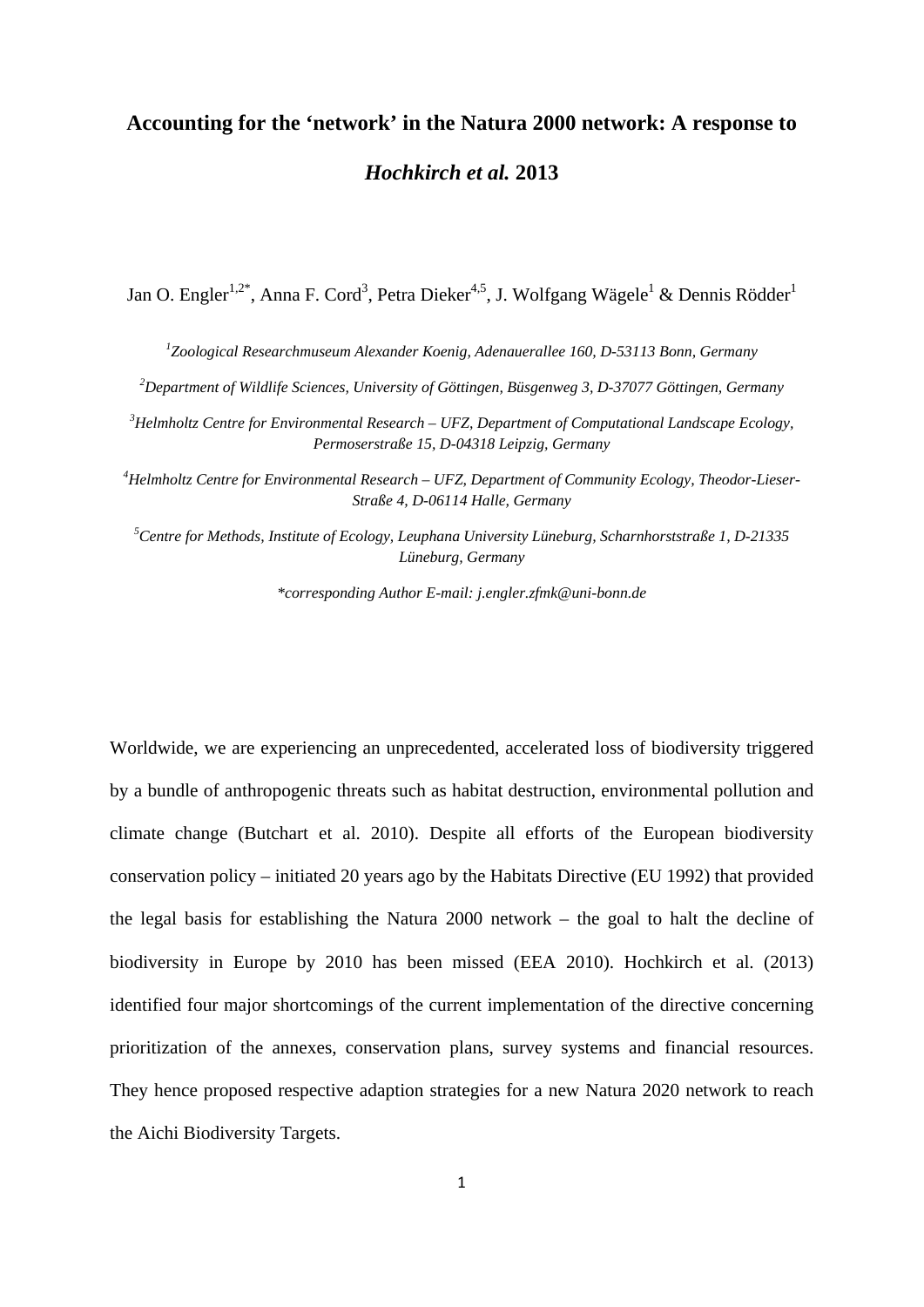# Accounting for the 'network' in the Natura 2000 network: A response to *Hochkirch et al.* 2013

Jan O. Engler[1,2*], Anna F. Cord[3], Petra Dieker[4,5], J. Wolfgang Wägele[1] & Dennis Rödder[1]

[1]*Zoological Researchmuseum Alexander Koenig, Adenauerallee 160, D-53113 Bonn, Germany*

[2]*Department of Wildlife Sciences, University of Göttingen, Büsgenweg 3, D-37077 Göttingen, Germany*

[3]*Helmholtz Centre for Environmental Research – UFZ, Department of Computational Landscape Ecology, Permoserstraße 15, D-04318 Leipzig, Germany*

[4]*Helmholtz Centre for Environmental Research – UFZ, Department of Community Ecology, Theodor-Lieser-Straße 4, D-06114 Halle, Germany*

[5]*Centre for Methods, Institute of Ecology, Leuphana University Lüneburg, Scharnhorststraße 1, D-21335 Lüneburg, Germany*

*\*corresponding Author E-mail: j.engler.zfmk@uni-bonn.de*

Worldwide, we are experiencing an unprecedented, accelerated loss of biodiversity triggered by a bundle of anthropogenic threats such as habitat destruction, environmental pollution and climate change (Butchart et al. 2010). Despite all efforts of the European biodiversity conservation policy – initiated 20 years ago by the Habitats Directive (EU 1992) that provided the legal basis for establishing the Natura 2000 network – the goal to halt the decline of biodiversity in Europe by 2010 has been missed (EEA 2010). Hochkirch et al. (2013) identified four major shortcomings of the current implementation of the directive concerning prioritization of the annexes, conservation plans, survey systems and financial resources. They hence proposed respective adaption strategies for a new Natura 2020 network to reach the Aichi Biodiversity Targets.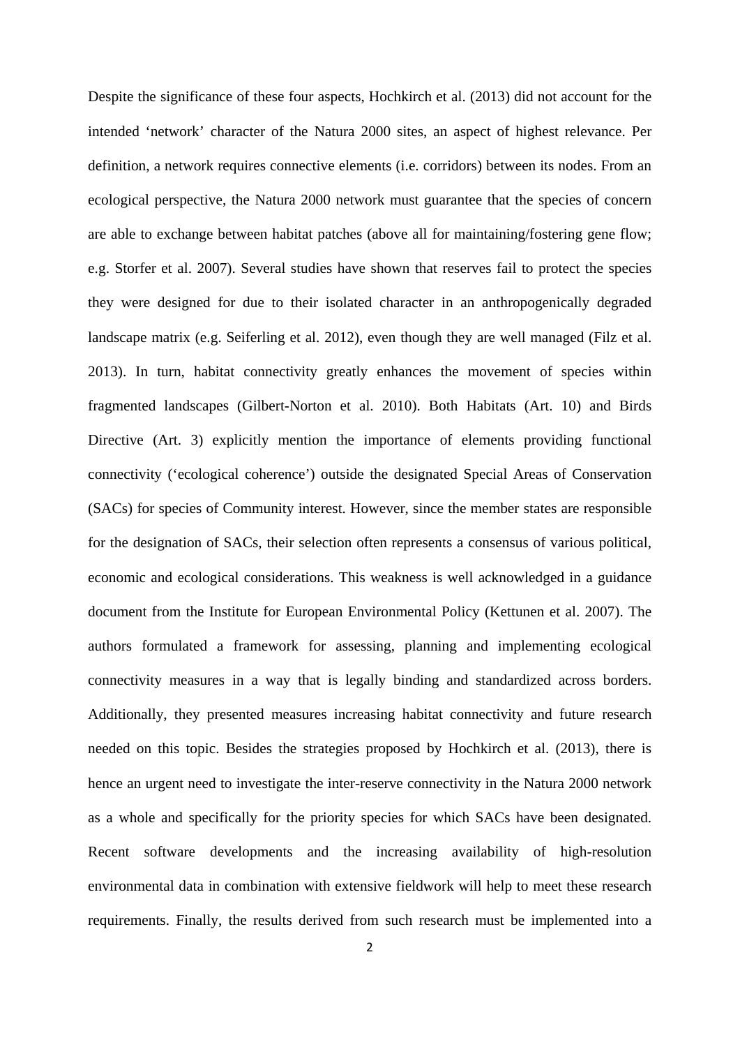Despite the significance of these four aspects, Hochkirch et al. (2013) did not account for the intended ‘network’ character of the Natura 2000 sites, an aspect of highest relevance. Per definition, a network requires connective elements (i.e. corridors) between its nodes. From an ecological perspective, the Natura 2000 network must guarantee that the species of concern are able to exchange between habitat patches (above all for maintaining/fostering gene flow; e.g. Storfer et al. 2007). Several studies have shown that reserves fail to protect the species they were designed for due to their isolated character in an anthropogenically degraded landscape matrix (e.g. Seiferling et al. 2012), even though they are well managed (Filz et al. 2013). In turn, habitat connectivity greatly enhances the movement of species within fragmented landscapes (Gilbert-Norton et al. 2010). Both Habitats (Art. 10) and Birds Directive (Art. 3) explicitly mention the importance of elements providing functional connectivity (‘ecological coherence’) outside the designated Special Areas of Conservation (SACs) for species of Community interest. However, since the member states are responsible for the designation of SACs, their selection often represents a consensus of various political, economic and ecological considerations. This weakness is well acknowledged in a guidance document from the Institute for European Environmental Policy (Kettunen et al. 2007). The authors formulated a framework for assessing, planning and implementing ecological connectivity measures in a way that is legally binding and standardized across borders. Additionally, they presented measures increasing habitat connectivity and future research needed on this topic. Besides the strategies proposed by Hochkirch et al. (2013), there is hence an urgent need to investigate the inter-reserve connectivity in the Natura 2000 network as a whole and specifically for the priority species for which SACs have been designated. Recent software developments and the increasing availability of high-resolution environmental data in combination with extensive fieldwork will help to meet these research requirements. Finally, the results derived from such research must be implemented into a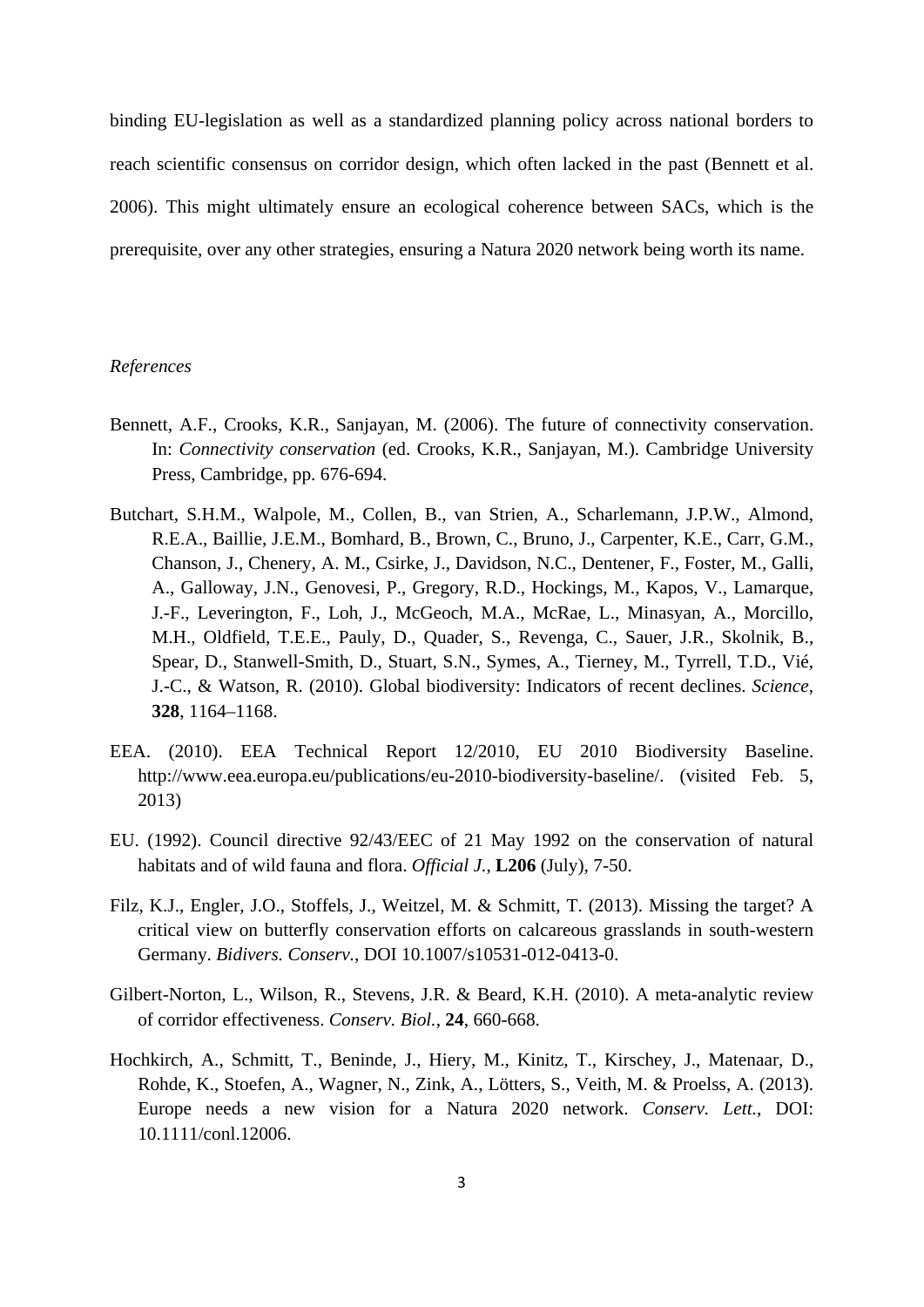binding EU-legislation as well as a standardized planning policy across national borders to reach scientific consensus on corridor design, which often lacked in the past (Bennett et al. 2006). This might ultimately ensure an ecological coherence between SACs, which is the prerequisite, over any other strategies, ensuring a Natura 2020 network being worth its name.

*References*

Bennett, A.F., Crooks, K.R., Sanjayan, M. (2006). The future of connectivity conservation. In: *Connectivity conservation* (ed. Crooks, K.R., Sanjayan, M.). Cambridge University Press, Cambridge, pp. 676-694.

Butchart, S.H.M., Walpole, M., Collen, B., van Strien, A., Scharlemann, J.P.W., Almond, R.E.A., Baillie, J.E.M., Bomhard, B., Brown, C., Bruno, J., Carpenter, K.E., Carr, G.M., Chanson, J., Chenery, A. M., Csirke, J., Davidson, N.C., Dentener, F., Foster, M., Galli, A., Galloway, J.N., Genovesi, P., Gregory, R.D., Hockings, M., Kapos, V., Lamarque, J.-F., Leverington, F., Loh, J., McGeoch, M.A., McRae, L., Minasyan, A., Morcillo, M.H., Oldfield, T.E.E., Pauly, D., Quader, S., Revenga, C., Sauer, J.R., Skolnik, B., Spear, D., Stanwell-Smith, D., Stuart, S.N., Symes, A., Tierney, M., Tyrrell, T.D., Vié, J.-C., & Watson, R. (2010). Global biodiversity: Indicators of recent declines. *Science*, **328**, 1164–1168.

EEA. (2010). EEA Technical Report 12/2010, EU 2010 Biodiversity Baseline. http://www.eea.europa.eu/publications/eu-2010-biodiversity-baseline/. (visited Feb. 5, 2013)

EU. (1992). Council directive 92/43/EEC of 21 May 1992 on the conservation of natural habitats and of wild fauna and flora. *Official J.*, **L206** (July), 7-50.

Filz, K.J., Engler, J.O., Stoffels, J., Weitzel, M. & Schmitt, T. (2013). Missing the target? A critical view on butterfly conservation efforts on calcareous grasslands in south-western Germany. *Bidivers. Conserv.*, DOI 10.1007/s10531-012-0413-0.

Gilbert-Norton, L., Wilson, R., Stevens, J.R. & Beard, K.H. (2010). A meta-analytic review of corridor effectiveness. *Conserv. Biol.*, **24**, 660-668.

Hochkirch, A., Schmitt, T., Beninde, J., Hiery, M., Kinitz, T., Kirschey, J., Matenaar, D., Rohde, K., Stoefen, A., Wagner, N., Zink, A., Lötters, S., Veith, M. & Proelss, A. (2013). Europe needs a new vision for a Natura 2020 network. *Conserv. Lett.*, DOI: 10.1111/conl.12006.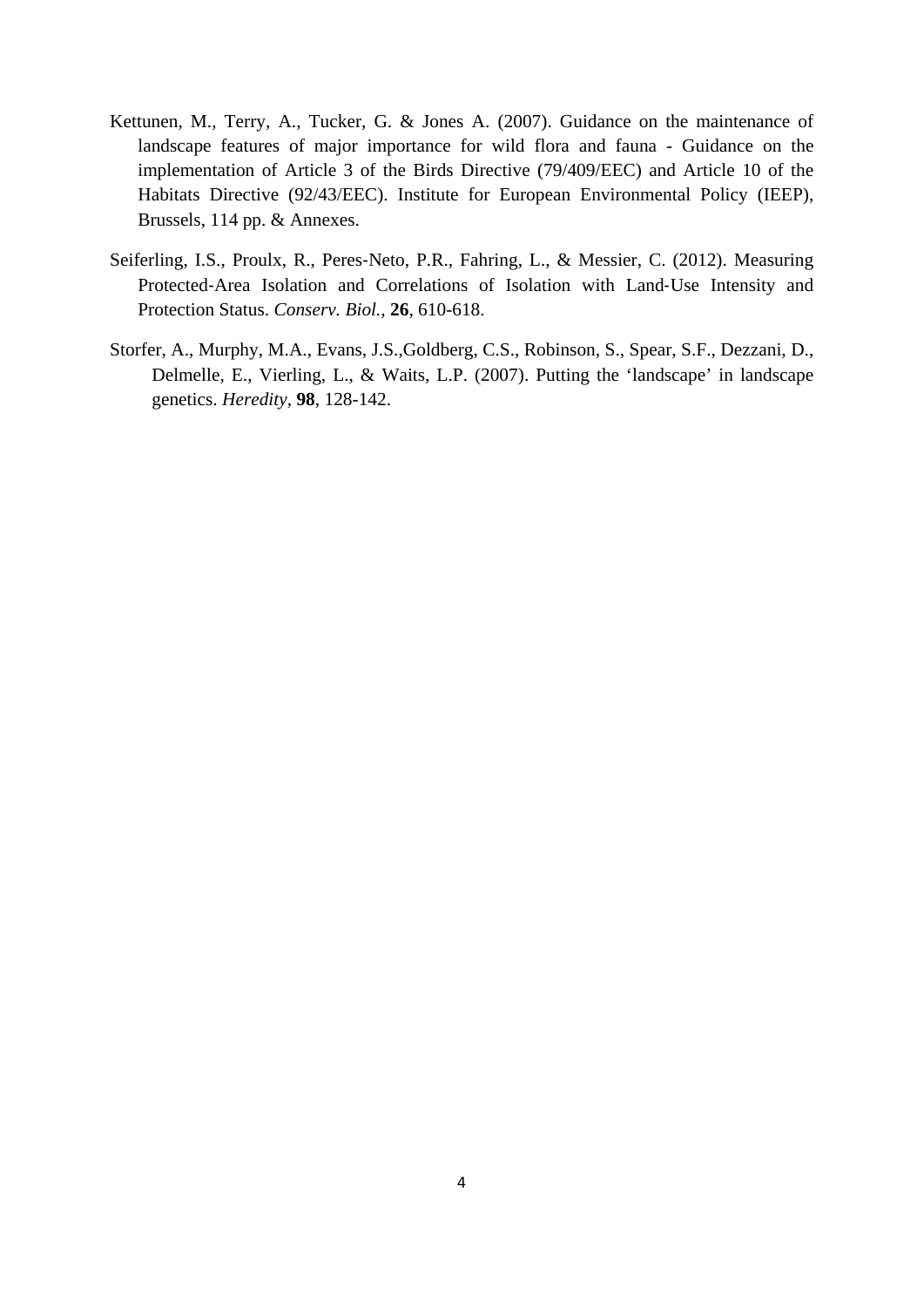Kettunen, M., Terry, A., Tucker, G. & Jones A. (2007). Guidance on the maintenance of landscape features of major importance for wild flora and fauna - Guidance on the implementation of Article 3 of the Birds Directive (79/409/EEC) and Article 10 of the Habitats Directive (92/43/EEC). Institute for European Environmental Policy (IEEP), Brussels, 114 pp. & Annexes.

Seiferling, I.S., Proulx, R., Peres-Neto, P.R., Fahring, L., & Messier, C. (2012). Measuring Protected-Area Isolation and Correlations of Isolation with Land-Use Intensity and Protection Status. *Conserv. Biol.*, **26**, 610-618.

Storfer, A., Murphy, M.A., Evans, J.S.,Goldberg, C.S., Robinson, S., Spear, S.F., Dezzani, D., Delmelle, E., Vierling, L., & Waits, L.P. (2007). Putting the 'landscape' in landscape genetics. *Heredity*, **98**, 128-142.